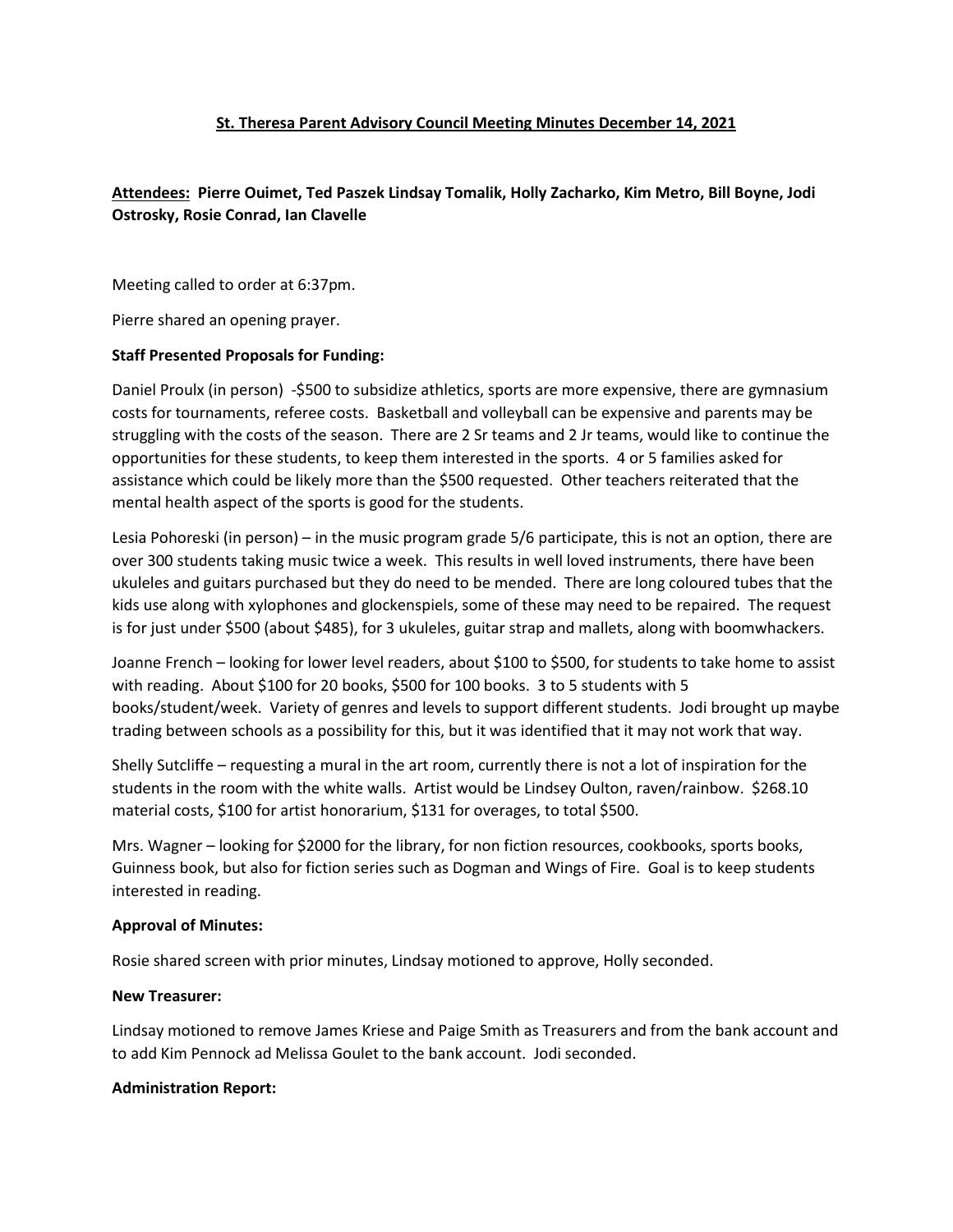**St. Theresa Parent Advisory Council Meeting Minutes December 14, 2021**

**Attendees: Pierre Ouimet, Ted Paszek Lindsay Tomalik, Holly Zacharko, Kim Metro, Bill Boyne, Jodi Ostrosky, Rosie Conrad, Ian Clavelle**

Meeting called to order at 6:37pm.

Pierre shared an opening prayer.

**Staff Presented Proposals for Funding:**

Daniel Proulx (in person) -$500 to subsidize athletics, sports are more expensive, there are gymnasium costs for tournaments, referee costs. Basketball and volleyball can be expensive and parents may be struggling with the costs of the season. There are 2 Sr teams and 2 Jr teams, would like to continue the opportunities for these students, to keep them interested in the sports. 4 or 5 families asked for assistance which could be likely more than the $500 requested. Other teachers reiterated that the mental health aspect of the sports is good for the students.

Lesia Pohoreski (in person) – in the music program grade 5/6 participate, this is not an option, there are over 300 students taking music twice a week. This results in well loved instruments, there have been ukuleles and guitars purchased but they do need to be mended. There are long coloured tubes that the kids use along with xylophones and glockenspiels, some of these may need to be repaired. The request is for just under $500 (about $485), for 3 ukuleles, guitar strap and mallets, along with boomwhackers.

Joanne French – looking for lower level readers, about $100 to $500, for students to take home to assist with reading. About $100 for 20 books, $500 for 100 books. 3 to 5 students with 5 books/student/week. Variety of genres and levels to support different students. Jodi brought up maybe trading between schools as a possibility for this, but it was identified that it may not work that way.

Shelly Sutcliffe – requesting a mural in the art room, currently there is not a lot of inspiration for the students in the room with the white walls. Artist would be Lindsey Oulton, raven/rainbow. $268.10 material costs, $100 for artist honorarium, $131 for overages, to total $500.

Mrs. Wagner – looking for $2000 for the library, for non fiction resources, cookbooks, sports books, Guinness book, but also for fiction series such as Dogman and Wings of Fire. Goal is to keep students interested in reading.

**Approval of Minutes:**

Rosie shared screen with prior minutes, Lindsay motioned to approve, Holly seconded.

**New Treasurer:**

Lindsay motioned to remove James Kriese and Paige Smith as Treasurers and from the bank account and to add Kim Pennock ad Melissa Goulet to the bank account. Jodi seconded.

**Administration Report:**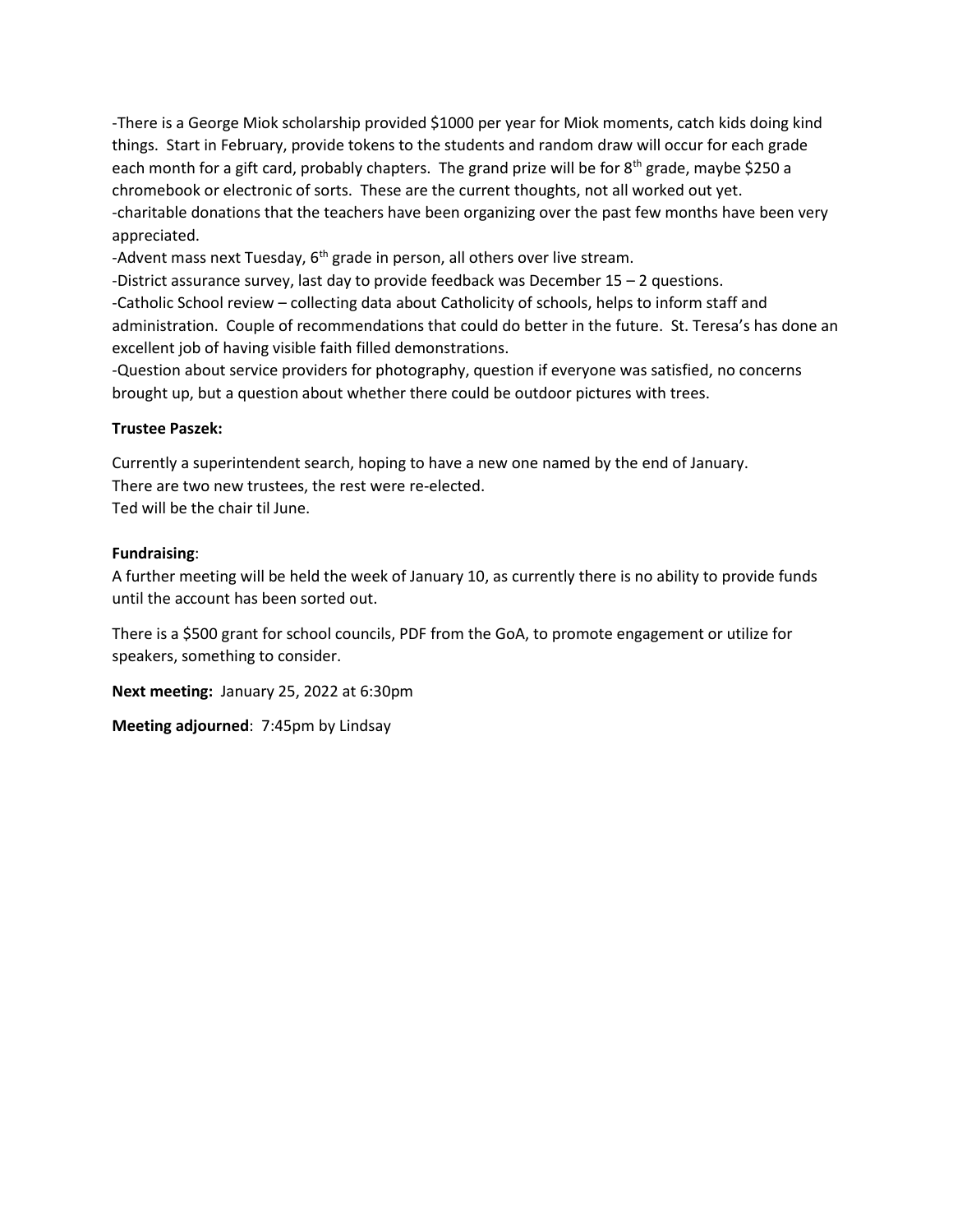-There is a George Miok scholarship provided $1000 per year for Miok moments, catch kids doing kind things. Start in February, provide tokens to the students and random draw will occur for each grade each month for a gift card, probably chapters. The grand prize will be for 8th grade, maybe $250 a chromebook or electronic of sorts. These are the current thoughts, not all worked out yet.
-charitable donations that the teachers have been organizing over the past few months have been very appreciated.
-Advent mass next Tuesday, 6th grade in person, all others over live stream.
-District assurance survey, last day to provide feedback was December 15 – 2 questions.
-Catholic School review – collecting data about Catholicity of schools, helps to inform staff and administration. Couple of recommendations that could do better in the future. St. Teresa's has done an excellent job of having visible faith filled demonstrations.
-Question about service providers for photography, question if everyone was satisfied, no concerns brought up, but a question about whether there could be outdoor pictures with trees.

**Trustee Paszek:**

Currently a superintendent search, hoping to have a new one named by the end of January.
There are two new trustees, the rest were re-elected.
Ted will be the chair til June.

**Fundraising**:
A further meeting will be held the week of January 10, as currently there is no ability to provide funds until the account has been sorted out.

There is a $500 grant for school councils, PDF from the GoA, to promote engagement or utilize for speakers, something to consider.

**Next meeting:** January 25, 2022 at 6:30pm

**Meeting adjourned**: 7:45pm by Lindsay